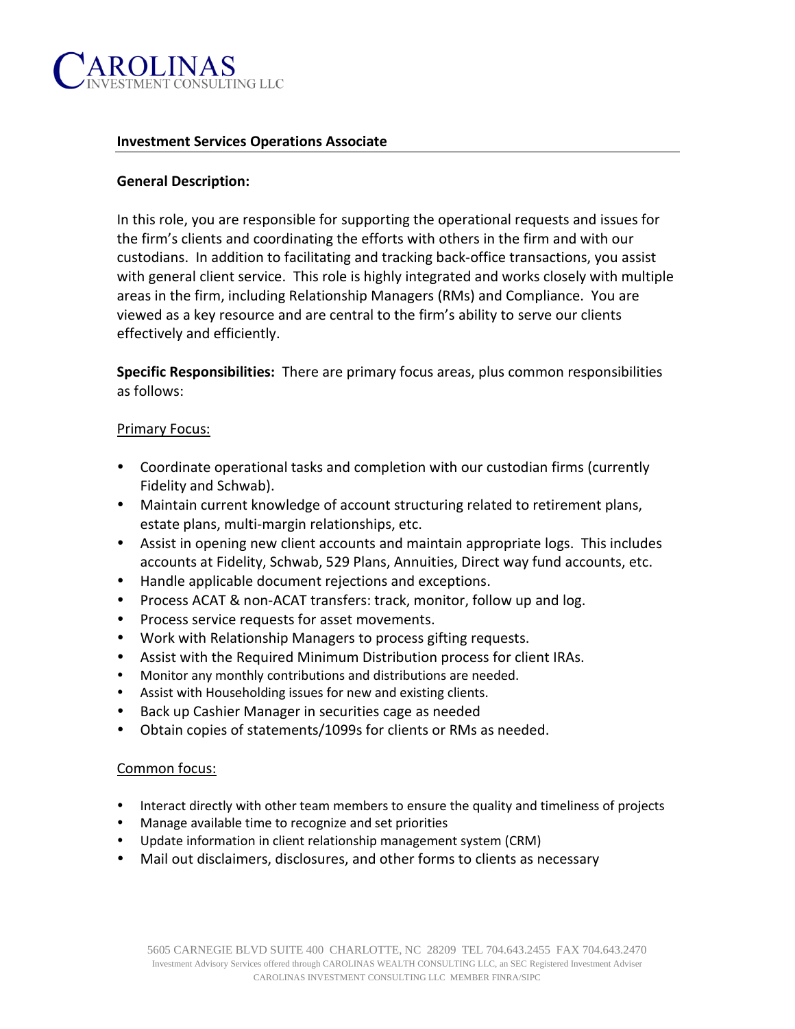# CAROLINAS INVESTMENT CONSULTING LLC

## Investment Services Operations Associate

**General Description:**

In this role, you are responsible for supporting the operational requests and issues for the firm's clients and coordinating the efforts with others in the firm and with our custodians. In addition to facilitating and tracking back-office transactions, you assist with general client service. This role is highly integrated and works closely with multiple areas in the firm, including Relationship Managers (RMs) and Compliance. You are viewed as a key resource and are central to the firm's ability to serve our clients effectively and efficiently.

**Specific Responsibilities:** There are primary focus areas, plus common responsibilities as follows:

Primary Focus:

- Coordinate operational tasks and completion with our custodian firms (currently Fidelity and Schwab).
- Maintain current knowledge of account structuring related to retirement plans, estate plans, multi-margin relationships, etc.
- Assist in opening new client accounts and maintain appropriate logs. This includes accounts at Fidelity, Schwab, 529 Plans, Annuities, Direct way fund accounts, etc.
- Handle applicable document rejections and exceptions.
- Process ACAT & non-ACAT transfers: track, monitor, follow up and log.
- Process service requests for asset movements.
- Work with Relationship Managers to process gifting requests.
- Assist with the Required Minimum Distribution process for client IRAs.
- Monitor any monthly contributions and distributions are needed.
- Assist with Householding issues for new and existing clients.
- Back up Cashier Manager in securities cage as needed
- Obtain copies of statements/1099s for clients or RMs as needed.

Common focus:

- Interact directly with other team members to ensure the quality and timeliness of projects
- Manage available time to recognize and set priorities
- Update information in client relationship management system (CRM)
- Mail out disclaimers, disclosures, and other forms to clients as necessary

5605 CARNEGIE BLVD SUITE 400 CHARLOTTE, NC 28209 TEL 704.643.2455 FAX 704.643.2470
Investment Advisory Services offered through CAROLINAS WEALTH CONSULTING LLC, an SEC Registered Investment Adviser
CAROLINAS INVESTMENT CONSULTING LLC MEMBER FINRA/SIPC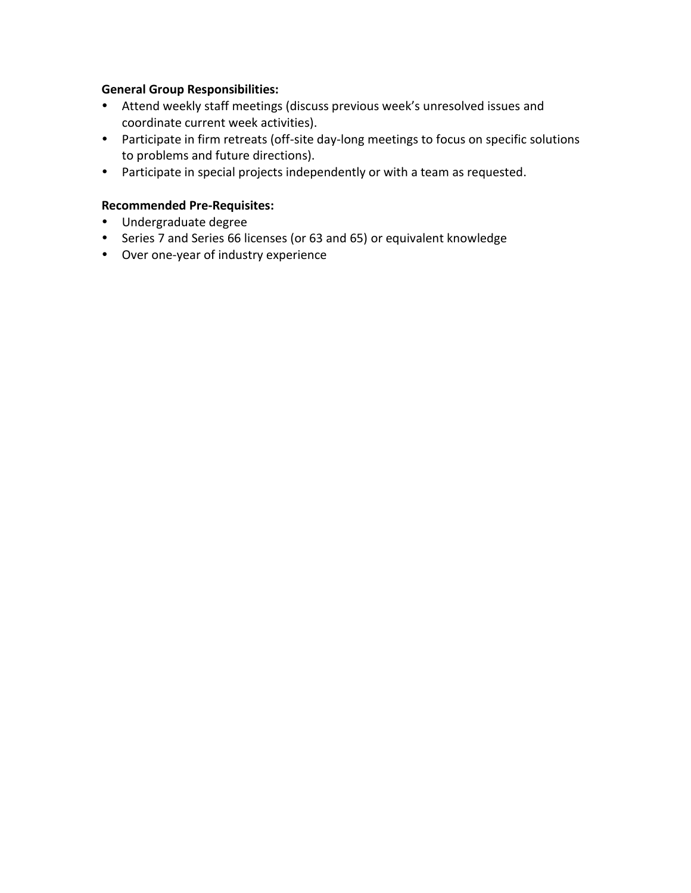**General Group Responsibilities:**

- Attend weekly staff meetings (discuss previous week's unresolved issues and coordinate current week activities).
- Participate in firm retreats (off-site day-long meetings to focus on specific solutions to problems and future directions).
- Participate in special projects independently or with a team as requested.

**Recommended Pre-Requisites:**

- Undergraduate degree
- Series 7 and Series 66 licenses (or 63 and 65) or equivalent knowledge
- Over one-year of industry experience